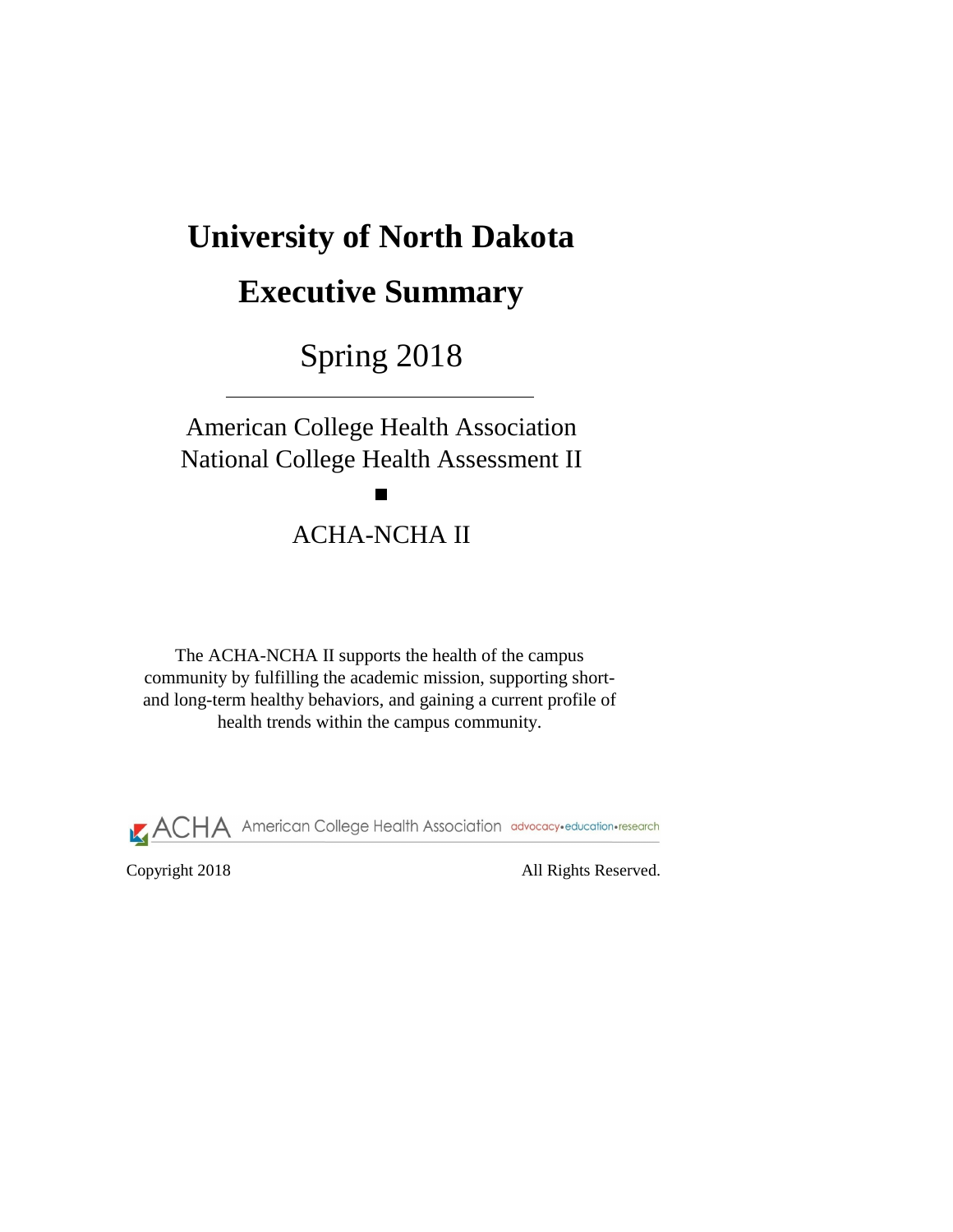# University of North Dakota

# Executive Summary

## Spring 2018

---

American College Health Association
National College Health Assessment II

■

ACHA-NCHA II

The ACHA-NCHA II supports the health of the campus community by fulfilling the academic mission, supporting short- and long-term healthy behaviors, and gaining a current profile of health trends within the campus community.

ACHA American College Health Association advocacy•education•research

Copyright 2018 All Rights Reserved.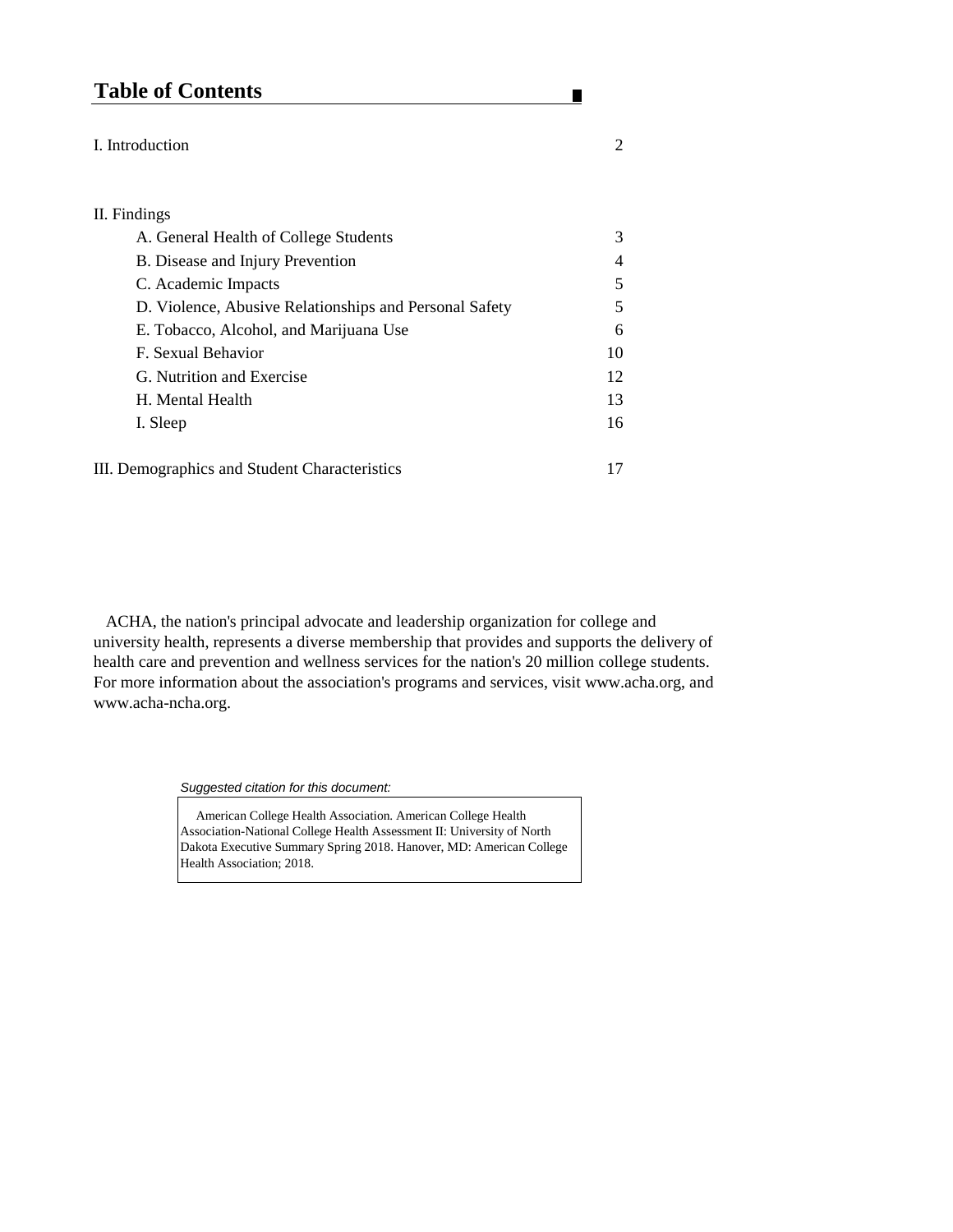## Table of Contents

| | |
|---|---|
| I. Introduction | 2 |
| II. Findings | |
| A. General Health of College Students | 3 |
| B. Disease and Injury Prevention | 4 |
| C. Academic Impacts | 5 |
| D. Violence, Abusive Relationships and Personal Safety | 5 |
| E. Tobacco, Alcohol, and Marijuana Use | 6 |
| F. Sexual Behavior | 10 |
| G. Nutrition and Exercise | 12 |
| H. Mental Health | 13 |
| I. Sleep | 16 |
| III. Demographics and Student Characteristics | 17 |

ACHA, the nation's principal advocate and leadership organization for college and university health, represents a diverse membership that provides and supports the delivery of health care and prevention and wellness services for the nation's 20 million college students. For more information about the association's programs and services, visit www.acha.org, and www.acha-ncha.org.

*Suggested citation for this document:*

American College Health Association. American College Health Association-National College Health Assessment II: University of North Dakota Executive Summary Spring 2018. Hanover, MD: American College Health Association; 2018.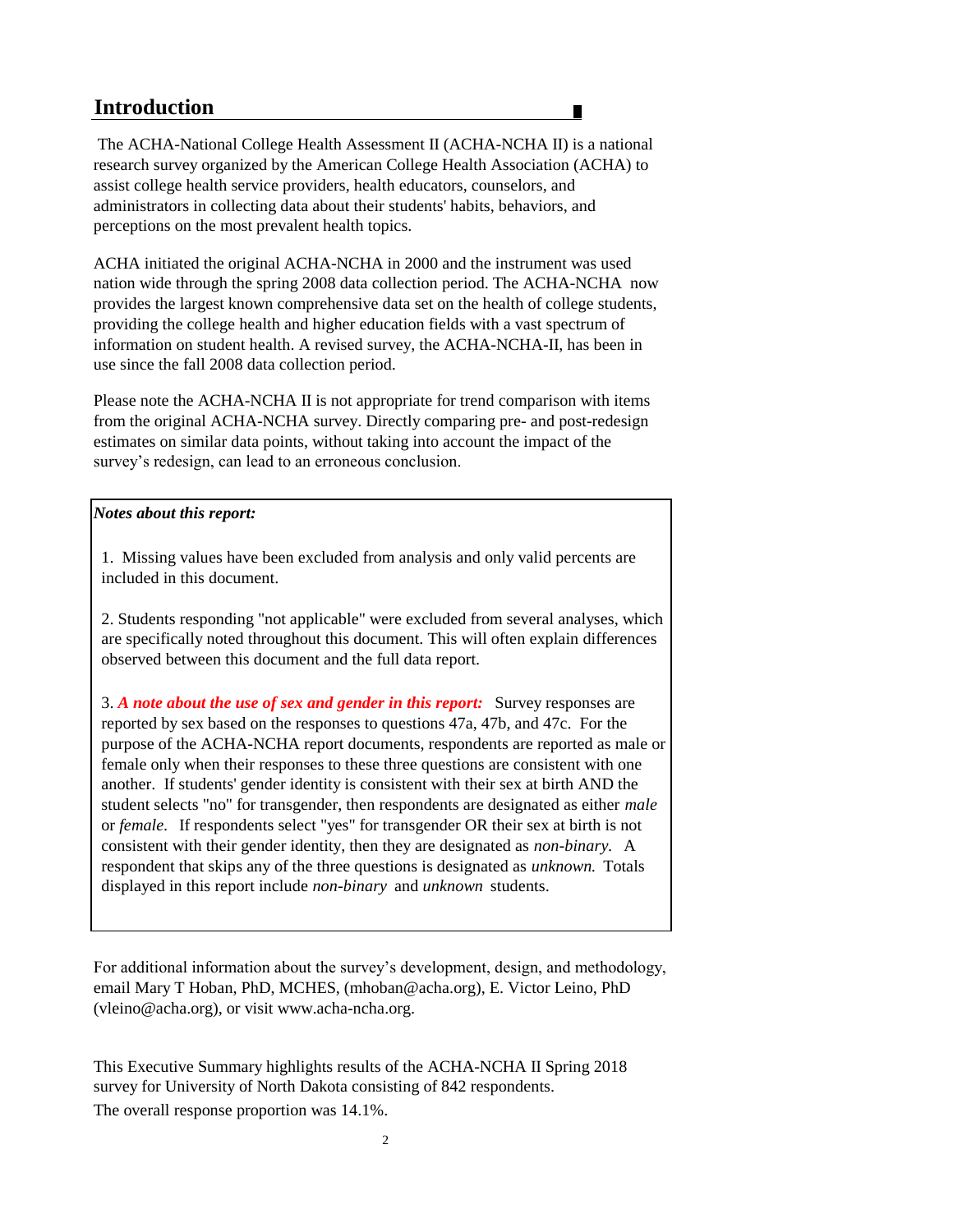## Introduction

The ACHA-National College Health Assessment II (ACHA-NCHA II) is a national research survey organized by the American College Health Association (ACHA) to assist college health service providers, health educators, counselors, and administrators in collecting data about their students' habits, behaviors, and perceptions on the most prevalent health topics.

ACHA initiated the original ACHA-NCHA in 2000 and the instrument was used nation wide through the spring 2008 data collection period. The ACHA-NCHA now provides the largest known comprehensive data set on the health of college students, providing the college health and higher education fields with a vast spectrum of information on student health. A revised survey, the ACHA-NCHA-II, has been in use since the fall 2008 data collection period.

Please note the ACHA-NCHA II is not appropriate for trend comparison with items from the original ACHA-NCHA survey. Directly comparing pre- and post-redesign estimates on similar data points, without taking into account the impact of the survey's redesign, can lead to an erroneous conclusion.

***Notes about this report:***

1. Missing values have been excluded from analysis and only valid percents are included in this document.

2. Students responding "not applicable" were excluded from several analyses, which are specifically noted throughout this document. This will often explain differences observed between this document and the full data report.

3. ***A note about the use of sex and gender in this report:*** Survey responses are reported by sex based on the responses to questions 47a, 47b, and 47c. For the purpose of the ACHA-NCHA report documents, respondents are reported as male or female only when their responses to these three questions are consistent with one another. If students' gender identity is consistent with their sex at birth AND the student selects "no" for transgender, then respondents are designated as either *male* or *female*. If respondents select "yes" for transgender OR their sex at birth is not consistent with their gender identity, then they are designated as *non-binary*. A respondent that skips any of the three questions is designated as *unknown*. Totals displayed in this report include *non-binary* and *unknown* students.

For additional information about the survey's development, design, and methodology, email Mary T Hoban, PhD, MCHES, (mhoban@acha.org), E. Victor Leino, PhD (vleino@acha.org), or visit www.acha-ncha.org.

This Executive Summary highlights results of the ACHA-NCHA II Spring 2018 survey for University of North Dakota consisting of 842 respondents.

The overall response proportion was 14.1%.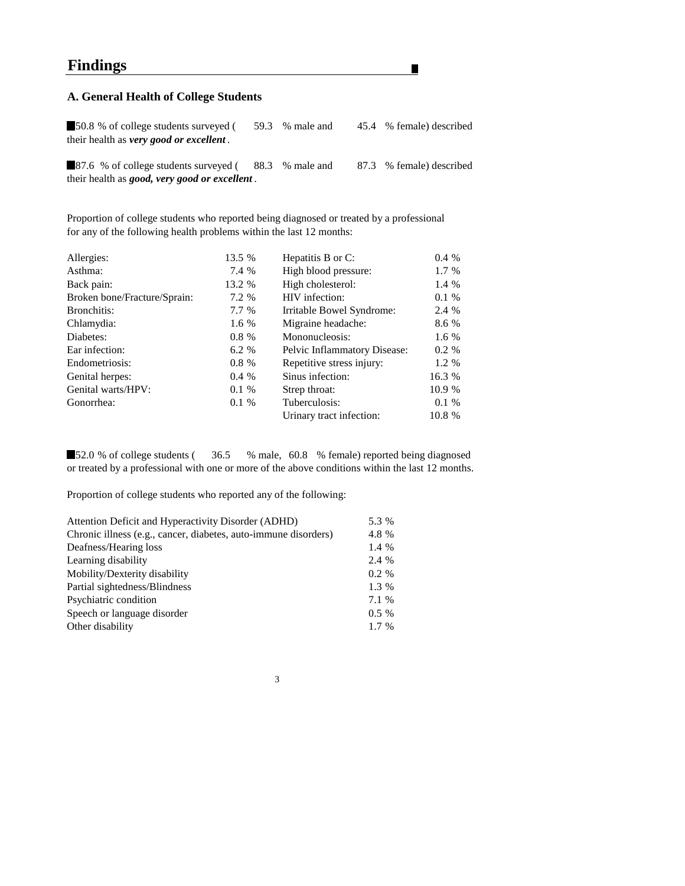# Findings

## A. General Health of College Students

- 50.8 % of college students surveyed ( 59.3 % male and 45.4 % female) described their health as ***very good or excellent***.

- 87.6 % of college students surveyed ( 88.3 % male and 87.3 % female) described their health as ***good, very good or excellent***.

Proportion of college students who reported being diagnosed or treated by a professional for any of the following health problems within the last 12 months:

| | | | |
|---|---|---|---|
| Allergies: | 13.5 % | Hepatitis B or C: | 0.4 % |
| Asthma: | 7.4 % | High blood pressure: | 1.7 % |
| Back pain: | 13.2 % | High cholesterol: | 1.4 % |
| Broken bone/Fracture/Sprain: | 7.2 % | HIV infection: | 0.1 % |
| Bronchitis: | 7.7 % | Irritable Bowel Syndrome: | 2.4 % |
| Chlamydia: | 1.6 % | Migraine headache: | 8.6 % |
| Diabetes: | 0.8 % | Mononucleosis: | 1.6 % |
| Ear infection: | 6.2 % | Pelvic Inflammatory Disease: | 0.2 % |
| Endometriosis: | 0.8 % | Repetitive stress injury: | 1.2 % |
| Genital herpes: | 0.4 % | Sinus infection: | 16.3 % |
| Genital warts/HPV: | 0.1 % | Strep throat: | 10.9 % |
| Gonorrhea: | 0.1 % | Tuberculosis: | 0.1 % |
| | | Urinary tract infection: | 10.8 % |

- 52.0 % of college students ( 36.5 % male, 60.8 % female) reported being diagnosed or treated by a professional with one or more of the above conditions within the last 12 months.

Proportion of college students who reported any of the following:

| | |
|---|---|
| Attention Deficit and Hyperactivity Disorder (ADHD) | 5.3 % |
| Chronic illness (e.g., cancer, diabetes, auto-immune disorders) | 4.8 % |
| Deafness/Hearing loss | 1.4 % |
| Learning disability | 2.4 % |
| Mobility/Dexterity disability | 0.2 % |
| Partial sightedness/Blindness | 1.3 % |
| Psychiatric condition | 7.1 % |
| Speech or language disorder | 0.5 % |
| Other disability | 1.7 % |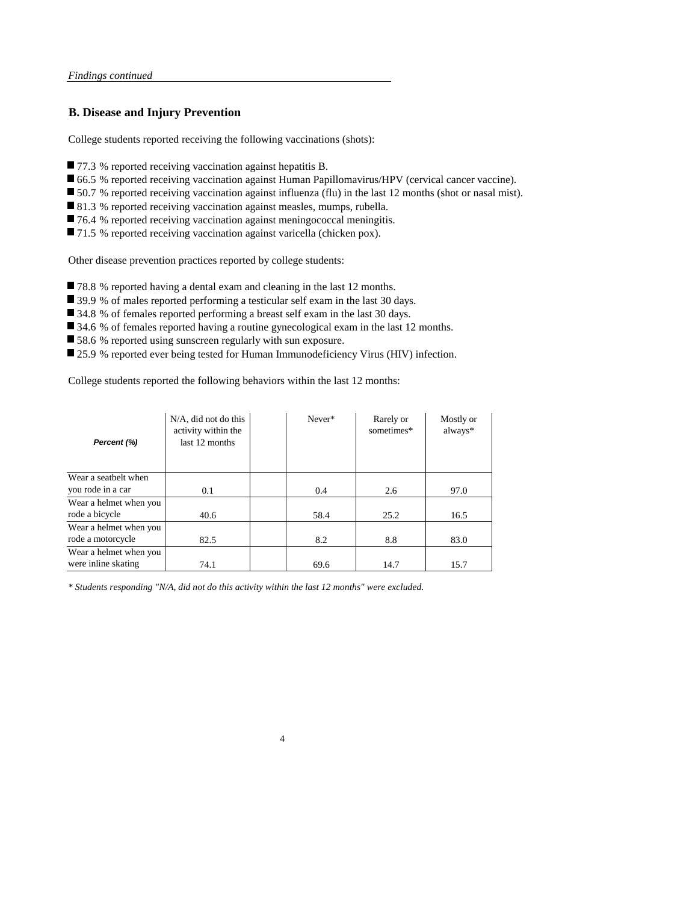*Findings continued*

## B. Disease and Injury Prevention

College students reported receiving the following vaccinations (shots):

- 77.3 % reported receiving vaccination against hepatitis B.
- 66.5 % reported receiving vaccination against Human Papillomavirus/HPV (cervical cancer vaccine).
- 50.7 % reported receiving vaccination against influenza (flu) in the last 12 months (shot or nasal mist).
- 81.3 % reported receiving vaccination against measles, mumps, rubella.
- 76.4 % reported receiving vaccination against meningococcal meningitis.
- 71.5 % reported receiving vaccination against varicella (chicken pox).

Other disease prevention practices reported by college students:

- 78.8 % reported having a dental exam and cleaning in the last 12 months.
- 39.9 % of males reported performing a testicular self exam in the last 30 days.
- 34.8 % of females reported performing a breast self exam in the last 30 days.
- 34.6 % of females reported having a routine gynecological exam in the last 12 months.
- 58.6 % reported using sunscreen regularly with sun exposure.
- 25.9 % reported ever being tested for Human Immunodeficiency Virus (HIV) infection.

College students reported the following behaviors within the last 12 months:

| Percent (%) | N/A, did not do this activity within the last 12 months | | Never* | Rarely or sometimes* | Mostly or always* |
|---|---|---|---|---|---|
| Wear a seatbelt when you rode in a car | 0.1 | | 0.4 | 2.6 | 97.0 |
| Wear a helmet when you rode a bicycle | 40.6 | | 58.4 | 25.2 | 16.5 |
| Wear a helmet when you rode a motorcycle | 82.5 | | 8.2 | 8.8 | 83.0 |
| Wear a helmet when you were inline skating | 74.1 | | 69.6 | 14.7 | 15.7 |

*\* Students responding "N/A, did not do this activity within the last 12 months" were excluded.*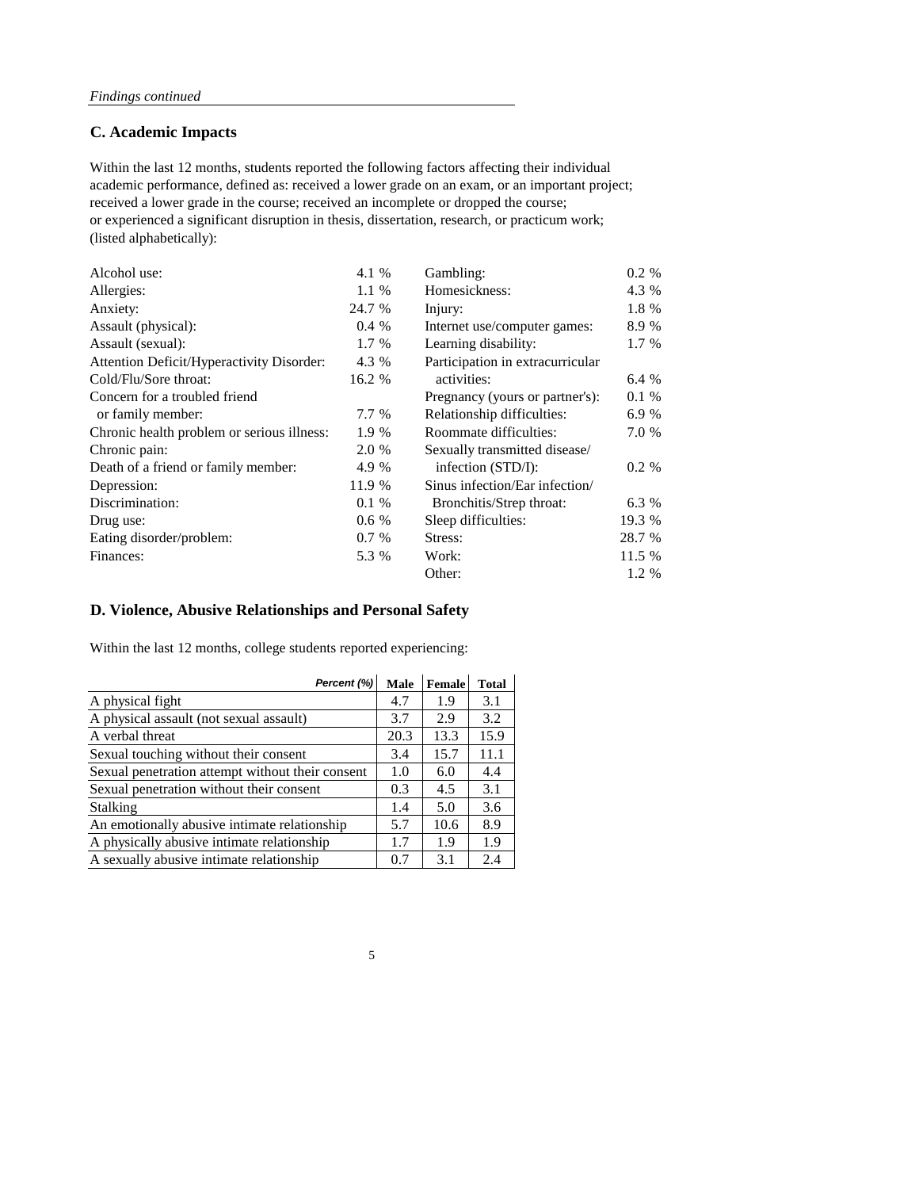*Findings continued*

## C. Academic Impacts

Within the last 12 months, students reported the following factors affecting their individual academic performance, defined as: received a lower grade on an exam, or an important project; received a lower grade in the course; received an incomplete or dropped the course; or experienced a significant disruption in thesis, dissertation, research, or practicum work; (listed alphabetically):

| Factor | % |
|---|---|
| Alcohol use: | 4.1 % |
| Allergies: | 1.1 % |
| Anxiety: | 24.7 % |
| Assault (physical): | 0.4 % |
| Assault (sexual): | 1.7 % |
| Attention Deficit/Hyperactivity Disorder: | 4.3 % |
| Cold/Flu/Sore throat: | 16.2 % |
| Concern for a troubled friend or family member: | 7.7 % |
| Chronic health problem or serious illness: | 1.9 % |
| Chronic pain: | 2.0 % |
| Death of a friend or family member: | 4.9 % |
| Depression: | 11.9 % |
| Discrimination: | 0.1 % |
| Drug use: | 0.6 % |
| Eating disorder/problem: | 0.7 % |
| Finances: | 5.3 % |
| Gambling: | 0.2 % |
| Homesickness: | 4.3 % |
| Injury: | 1.8 % |
| Internet use/computer games: | 8.9 % |
| Learning disability: | 1.7 % |
| Participation in extracurricular activities: | 6.4 % |
| Pregnancy (yours or partner's): | 0.1 % |
| Relationship difficulties: | 6.9 % |
| Roommate difficulties: | 7.0 % |
| Sexually transmitted disease/ infection (STD/I): | 0.2 % |
| Sinus infection/Ear infection/ Bronchitis/Strep throat: | 6.3 % |
| Sleep difficulties: | 19.3 % |
| Stress: | 28.7 % |
| Work: | 11.5 % |
| Other: | 1.2 % |

## D. Violence, Abusive Relationships and Personal Safety

Within the last 12 months, college students reported experiencing:

| *Percent (%)* | Male | Female | Total |
|---|---|---|---|
| A physical fight | 4.7 | 1.9 | 3.1 |
| A physical assault (not sexual assault) | 3.7 | 2.9 | 3.2 |
| A verbal threat | 20.3 | 13.3 | 15.9 |
| Sexual touching without their consent | 3.4 | 15.7 | 11.1 |
| Sexual penetration attempt without their consent | 1.0 | 6.0 | 4.4 |
| Sexual penetration without their consent | 0.3 | 4.5 | 3.1 |
| Stalking | 1.4 | 5.0 | 3.6 |
| An emotionally abusive intimate relationship | 5.7 | 10.6 | 8.9 |
| A physically abusive intimate relationship | 1.7 | 1.9 | 1.9 |
| A sexually abusive intimate relationship | 0.7 | 3.1 | 2.4 |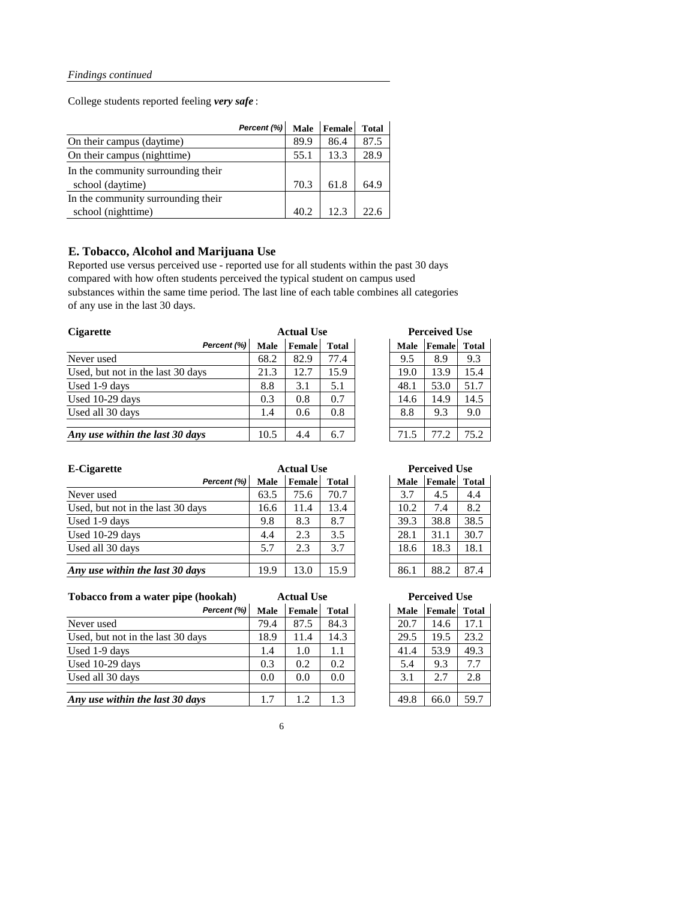*Findings continued*

College students reported feeling ***very safe*** :

| Percent (%) | Male | Female | Total |
|---|---|---|---|
| On their campus (daytime) | 89.9 | 86.4 | 87.5 |
| On their campus (nighttime) | 55.1 | 13.3 | 28.9 |
| In the community surrounding their school (daytime) | 70.3 | 61.8 | 64.9 |
| In the community surrounding their school (nighttime) | 40.2 | 12.3 | 22.6 |

## E. Tobacco, Alcohol and Marijuana Use

Reported use versus perceived use - reported use for all students within the past 30 days compared with how often students perceived the typical student on campus used substances within the same time period. The last line of each table combines all categories of any use in the last 30 days.

| **Cigarette** | **Actual Use** | | | **Perceived Use** | | |
|---|---|---|---|---|---|---|
| Percent (%) | Male | Female | Total | Male | Female | Total |
| Never used | 68.2 | 82.9 | 77.4 | 9.5 | 8.9 | 9.3 |
| Used, but not in the last 30 days | 21.3 | 12.7 | 15.9 | 19.0 | 13.9 | 15.4 |
| Used 1-9 days | 8.8 | 3.1 | 5.1 | 48.1 | 53.0 | 51.7 |
| Used 10-29 days | 0.3 | 0.8 | 0.7 | 14.6 | 14.9 | 14.5 |
| Used all 30 days | 1.4 | 0.6 | 0.8 | 8.8 | 9.3 | 9.0 |
| ***Any use within the last 30 days*** | 10.5 | 4.4 | 6.7 | 71.5 | 77.2 | 75.2 |

| **E-Cigarette** | **Actual Use** | | | **Perceived Use** | | |
|---|---|---|---|---|---|---|
| Percent (%) | Male | Female | Total | Male | Female | Total |
| Never used | 63.5 | 75.6 | 70.7 | 3.7 | 4.5 | 4.4 |
| Used, but not in the last 30 days | 16.6 | 11.4 | 13.4 | 10.2 | 7.4 | 8.2 |
| Used 1-9 days | 9.8 | 8.3 | 8.7 | 39.3 | 38.8 | 38.5 |
| Used 10-29 days | 4.4 | 2.3 | 3.5 | 28.1 | 31.1 | 30.7 |
| Used all 30 days | 5.7 | 2.3 | 3.7 | 18.6 | 18.3 | 18.1 |
| ***Any use within the last 30 days*** | 19.9 | 13.0 | 15.9 | 86.1 | 88.2 | 87.4 |

| **Tobacco from a water pipe (hookah)** | **Actual Use** | | | **Perceived Use** | | |
|---|---|---|---|---|---|---|
| Percent (%) | Male | Female | Total | Male | Female | Total |
| Never used | 79.4 | 87.5 | 84.3 | 20.7 | 14.6 | 17.1 |
| Used, but not in the last 30 days | 18.9 | 11.4 | 14.3 | 29.5 | 19.5 | 23.2 |
| Used 1-9 days | 1.4 | 1.0 | 1.1 | 41.4 | 53.9 | 49.3 |
| Used 10-29 days | 0.3 | 0.2 | 0.2 | 5.4 | 9.3 | 7.7 |
| Used all 30 days | 0.0 | 0.0 | 0.0 | 3.1 | 2.7 | 2.8 |
| ***Any use within the last 30 days*** | 1.7 | 1.2 | 1.3 | 49.8 | 66.0 | 59.7 |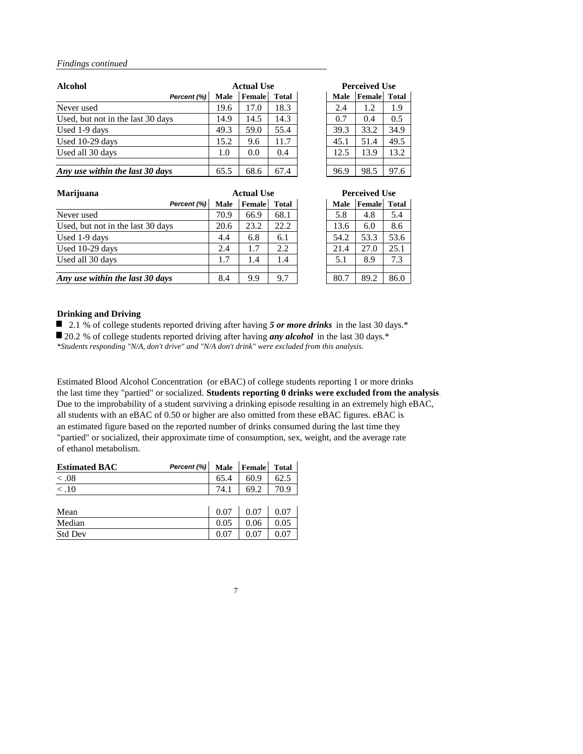*Findings continued*

| Alcohol | Actual Use | | | Perceived Use | | |
|---|---|---|---|---|---|---|
| Percent (%) | Male | Female | Total | Male | Female | Total |
| Never used | 19.6 | 17.0 | 18.3 | 2.4 | 1.2 | 1.9 |
| Used, but not in the last 30 days | 14.9 | 14.5 | 14.3 | 0.7 | 0.4 | 0.5 |
| Used 1-9 days | 49.3 | 59.0 | 55.4 | 39.3 | 33.2 | 34.9 |
| Used 10-29 days | 15.2 | 9.6 | 11.7 | 45.1 | 51.4 | 49.5 |
| Used all 30 days | 1.0 | 0.0 | 0.4 | 12.5 | 13.9 | 13.2 |
| ***Any use within the last 30 days*** | 65.5 | 68.6 | 67.4 | 96.9 | 98.5 | 97.6 |

| Marijuana | Actual Use | | | Perceived Use | | |
|---|---|---|---|---|---|---|
| Percent (%) | Male | Female | Total | Male | Female | Total |
| Never used | 70.9 | 66.9 | 68.1 | 5.8 | 4.8 | 5.4 |
| Used, but not in the last 30 days | 20.6 | 23.2 | 22.2 | 13.6 | 6.0 | 8.6 |
| Used 1-9 days | 4.4 | 6.8 | 6.1 | 54.2 | 53.3 | 53.6 |
| Used 10-29 days | 2.4 | 1.7 | 2.2 | 21.4 | 27.0 | 25.1 |
| Used all 30 days | 1.7 | 1.4 | 1.4 | 5.1 | 8.9 | 7.3 |
| ***Any use within the last 30 days*** | 8.4 | 9.9 | 9.7 | 80.7 | 89.2 | 86.0 |

**Drinking and Driving**

- 2.1 % of college students reported driving after having ***5 or more drinks*** in the last 30 days.*
- 20.2 % of college students reported driving after having ***any alcohol*** in the last 30 days.*

*\*Students responding "N/A, don't drive" and "N/A don't drink" were excluded from this analysis.*

Estimated Blood Alcohol Concentration (or eBAC) of college students reporting 1 or more drinks the last time they "partied" or socialized. **Students reporting 0 drinks were excluded from the analysis**. Due to the improbability of a student surviving a drinking episode resulting in an extremely high eBAC, all students with an eBAC of 0.50 or higher are also omitted from these eBAC figures. eBAC is an estimated figure based on the reported number of drinks consumed during the last time they "partied" or socialized, their approximate time of consumption, sex, weight, and the average rate of ethanol metabolism.

| Estimated BAC — Percent (%) | Male | Female | Total |
|---|---|---|---|
| < .08 | 65.4 | 60.9 | 62.5 |
| < .10 | 74.1 | 69.2 | 70.9 |
| | | | |
| Mean | 0.07 | 0.07 | 0.07 |
| Median | 0.05 | 0.06 | 0.05 |
| Std Dev | 0.07 | 0.07 | 0.07 |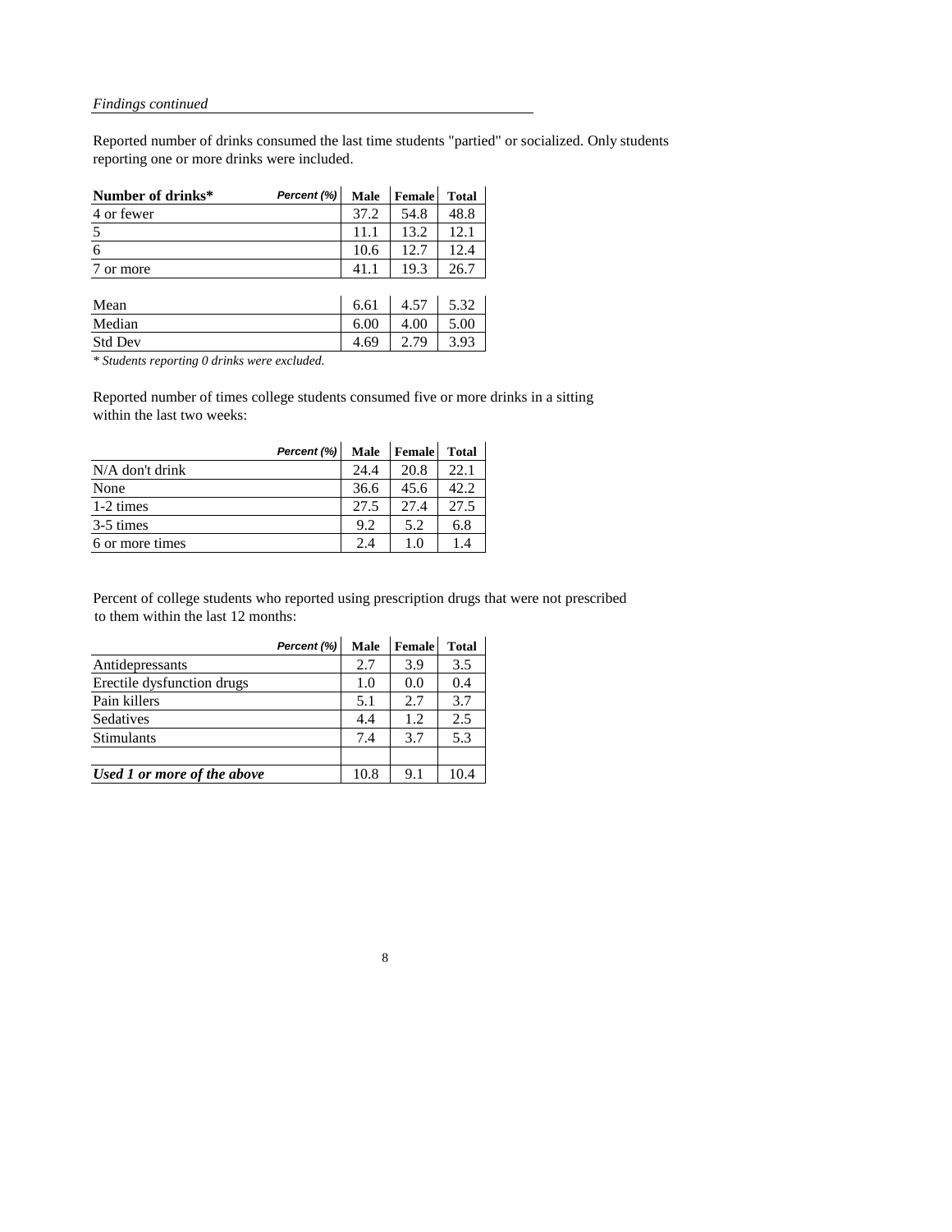*Findings continued*

Reported number of drinks consumed the last time students "partied" or socialized. Only students reporting one or more drinks were included.

| Number of drinks* | Percent (%) Male | Female | Total |
|---|---|---|---|
| 4 or fewer | 37.2 | 54.8 | 48.8 |
| 5 | 11.1 | 13.2 | 12.1 |
| 6 | 10.6 | 12.7 | 12.4 |
| 7 or more | 41.1 | 19.3 | 26.7 |
| | | | |
| Mean | 6.61 | 4.57 | 5.32 |
| Median | 6.00 | 4.00 | 5.00 |
| Std Dev | 4.69 | 2.79 | 3.93 |

*\* Students reporting 0 drinks were excluded.*

Reported number of times college students consumed five or more drinks in a sitting within the last two weeks:

| Percent (%) | Male | Female | Total |
|---|---|---|---|
| N/A don't drink | 24.4 | 20.8 | 22.1 |
| None | 36.6 | 45.6 | 42.2 |
| 1-2 times | 27.5 | 27.4 | 27.5 |
| 3-5 times | 9.2 | 5.2 | 6.8 |
| 6 or more times | 2.4 | 1.0 | 1.4 |

Percent of college students who reported using prescription drugs that were not prescribed to them within the last 12 months:

| Percent (%) | Male | Female | Total |
|---|---|---|---|
| Antidepressants | 2.7 | 3.9 | 3.5 |
| Erectile dysfunction drugs | 1.0 | 0.0 | 0.4 |
| Pain killers | 5.1 | 2.7 | 3.7 |
| Sedatives | 4.4 | 1.2 | 2.5 |
| Stimulants | 7.4 | 3.7 | 5.3 |
| | | | |
| ***Used 1 or more of the above*** | 10.8 | 9.1 | 10.4 |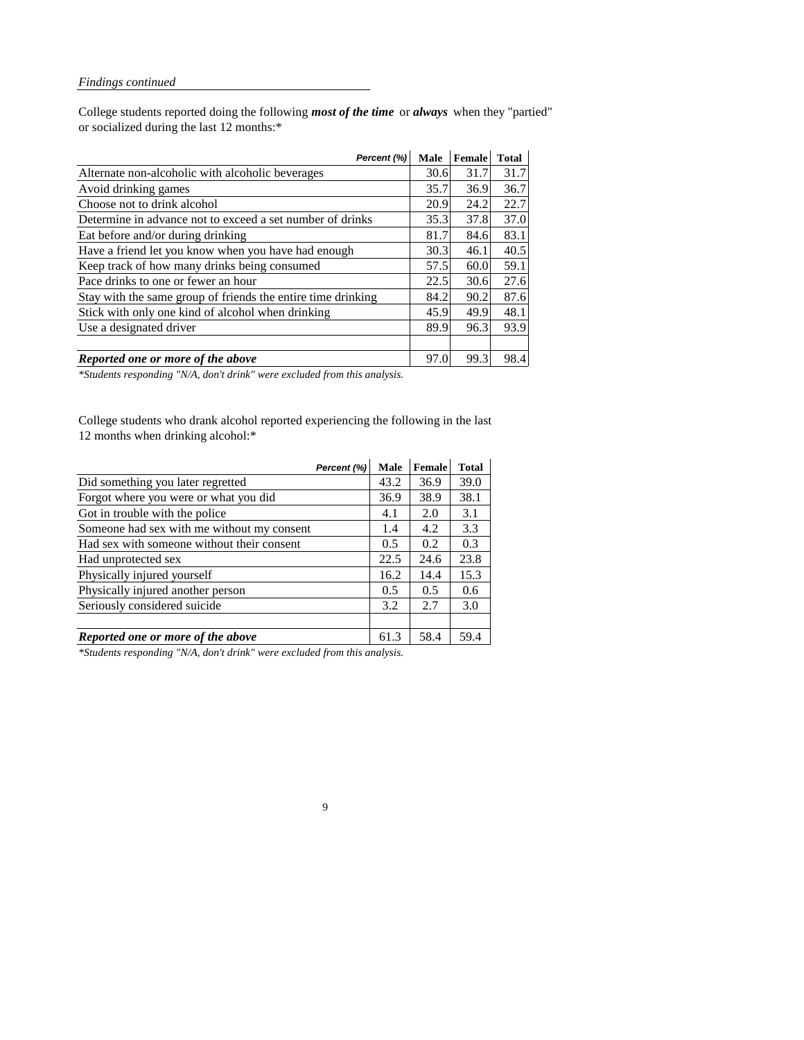*Findings continued*

College students reported doing the following ***most of the time*** or ***always*** when they "partied" or socialized during the last 12 months:*

| *Percent (%)* | Male | Female | Total |
|---|---|---|---|
| Alternate non-alcoholic with alcoholic beverages | 30.6 | 31.7 | 31.7 |
| Avoid drinking games | 35.7 | 36.9 | 36.7 |
| Choose not to drink alcohol | 20.9 | 24.2 | 22.7 |
| Determine in advance not to exceed a set number of drinks | 35.3 | 37.8 | 37.0 |
| Eat before and/or during drinking | 81.7 | 84.6 | 83.1 |
| Have a friend let you know when you have had enough | 30.3 | 46.1 | 40.5 |
| Keep track of how many drinks being consumed | 57.5 | 60.0 | 59.1 |
| Pace drinks to one or fewer an hour | 22.5 | 30.6 | 27.6 |
| Stay with the same group of friends the entire time drinking | 84.2 | 90.2 | 87.6 |
| Stick with only one kind of alcohol when drinking | 45.9 | 49.9 | 48.1 |
| Use a designated driver | 89.9 | 96.3 | 93.9 |
| | | | |
| ***Reported one or more of the above*** | 97.0 | 99.3 | 98.4 |

**Students responding "N/A, don't drink" were excluded from this analysis.*

College students who drank alcohol reported experiencing the following in the last 12 months when drinking alcohol:*

| *Percent (%)* | Male | Female | Total |
|---|---|---|---|
| Did something you later regretted | 43.2 | 36.9 | 39.0 |
| Forgot where you were or what you did | 36.9 | 38.9 | 38.1 |
| Got in trouble with the police | 4.1 | 2.0 | 3.1 |
| Someone had sex with me without my consent | 1.4 | 4.2 | 3.3 |
| Had sex with someone without their consent | 0.5 | 0.2 | 0.3 |
| Had unprotected sex | 22.5 | 24.6 | 23.8 |
| Physically injured yourself | 16.2 | 14.4 | 15.3 |
| Physically injured another person | 0.5 | 0.5 | 0.6 |
| Seriously considered suicide | 3.2 | 2.7 | 3.0 |
| | | | |
| ***Reported one or more of the above*** | 61.3 | 58.4 | 59.4 |

**Students responding "N/A, don't drink" were excluded from this analysis.*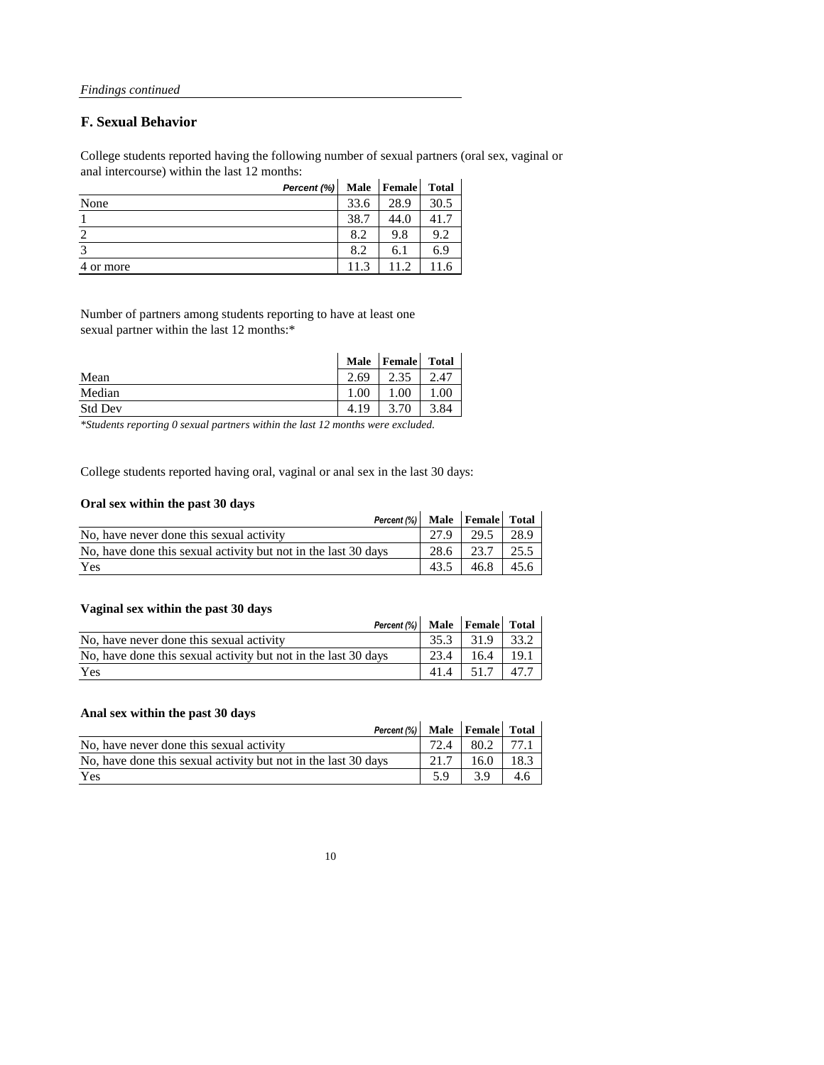*Findings continued*

## F. Sexual Behavior

College students reported having the following number of sexual partners (oral sex, vaginal or anal intercourse) within the last 12 months:

| *Percent (%)* | Male | Female | Total |
|---|---|---|---|
| None | 33.6 | 28.9 | 30.5 |
| 1 | 38.7 | 44.0 | 41.7 |
| 2 | 8.2 | 9.8 | 9.2 |
| 3 | 8.2 | 6.1 | 6.9 |
| 4 or more | 11.3 | 11.2 | 11.6 |

Number of partners among students reporting to have at least one sexual partner within the last 12 months:*

| | Male | Female | Total |
|---|---|---|---|
| Mean | 2.69 | 2.35 | 2.47 |
| Median | 1.00 | 1.00 | 1.00 |
| Std Dev | 4.19 | 3.70 | 3.84 |

*\*Students reporting 0 sexual partners within the last 12 months were excluded.*

College students reported having oral, vaginal or anal sex in the last 30 days:

**Oral sex within the past 30 days**

| *Percent (%)* | Male | Female | Total |
|---|---|---|---|
| No, have never done this sexual activity | 27.9 | 29.5 | 28.9 |
| No, have done this sexual activity but not in the last 30 days | 28.6 | 23.7 | 25.5 |
| Yes | 43.5 | 46.8 | 45.6 |

**Vaginal sex within the past 30 days**

| *Percent (%)* | Male | Female | Total |
|---|---|---|---|
| No, have never done this sexual activity | 35.3 | 31.9 | 33.2 |
| No, have done this sexual activity but not in the last 30 days | 23.4 | 16.4 | 19.1 |
| Yes | 41.4 | 51.7 | 47.7 |

**Anal sex within the past 30 days**

| *Percent (%)* | Male | Female | Total |
|---|---|---|---|
| No, have never done this sexual activity | 72.4 | 80.2 | 77.1 |
| No, have done this sexual activity but not in the last 30 days | 21.7 | 16.0 | 18.3 |
| Yes | 5.9 | 3.9 | 4.6 |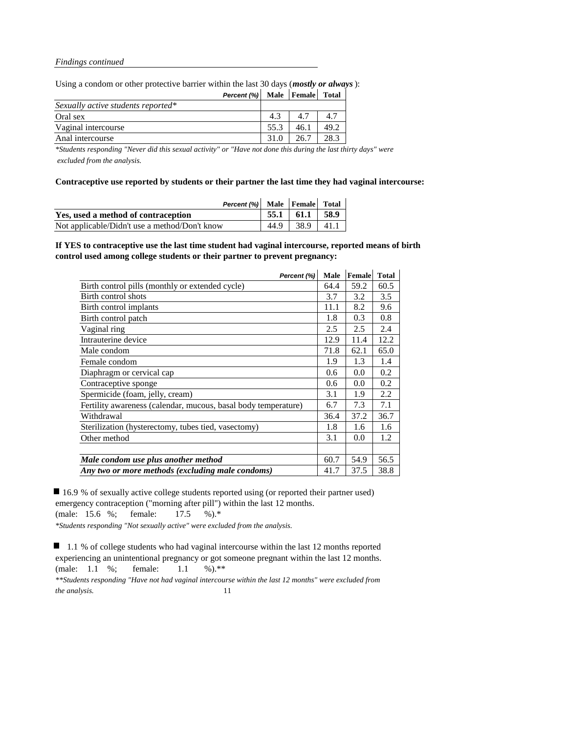*Findings continued*

Using a condom or other protective barrier within the last 30 days (***mostly or always***):

| *Percent (%)* | Male | Female | Total |
|---|---|---|---|
| *Sexually active students reported** | | | |
| Oral sex | 4.3 | 4.7 | 4.7 |
| Vaginal intercourse | 55.3 | 46.1 | 49.2 |
| Anal intercourse | 31.0 | 26.7 | 28.3 |

**Students responding "Never did this sexual activity" or "Have not done this during the last thirty days" were excluded from the analysis.*

**Contraceptive use reported by students or their partner the last time they had vaginal intercourse:**

| *Percent (%)* | Male | Female | Total |
|---|---|---|---|
| **Yes, used a method of contraception** | **55.1** | **61.1** | **58.9** |
| Not applicable/Didn't use a method/Don't know | 44.9 | 38.9 | 41.1 |

**If YES to contraceptive use the last time student had vaginal intercourse, reported means of birth control used among college students or their partner to prevent pregnancy:**

| *Percent (%)* | Male | Female | Total |
|---|---|---|---|
| Birth control pills (monthly or extended cycle) | 64.4 | 59.2 | 60.5 |
| Birth control shots | 3.7 | 3.2 | 3.5 |
| Birth control implants | 11.1 | 8.2 | 9.6 |
| Birth control patch | 1.8 | 0.3 | 0.8 |
| Vaginal ring | 2.5 | 2.5 | 2.4 |
| Intrauterine device | 12.9 | 11.4 | 12.2 |
| Male condom | 71.8 | 62.1 | 65.0 |
| Female condom | 1.9 | 1.3 | 1.4 |
| Diaphragm or cervical cap | 0.6 | 0.0 | 0.2 |
| Contraceptive sponge | 0.6 | 0.0 | 0.2 |
| Spermicide (foam, jelly, cream) | 3.1 | 1.9 | 2.2 |
| Fertility awareness (calendar, mucous, basal body temperature) | 6.7 | 7.3 | 7.1 |
| Withdrawal | 36.4 | 37.2 | 36.7 |
| Sterilization (hysterectomy, tubes tied, vasectomy) | 1.8 | 1.6 | 1.6 |
| Other method | 3.1 | 0.0 | 1.2 |
| | | | |
| ***Male condom use plus another method*** | 60.7 | 54.9 | 56.5 |
| ***Any two or more methods (excluding male condoms)*** | 41.7 | 37.5 | 38.8 |

- 16.9 % of sexually active college students reported using (or reported their partner used) emergency contraception ("morning after pill") within the last 12 months. (male: 15.6 %; female: 17.5 %).*

  **Students responding "Not sexually active" were excluded from the analysis.*

- 1.1 % of college students who had vaginal intercourse within the last 12 months reported experiencing an unintentional pregnancy or got someone pregnant within the last 12 months. (male: 1.1 %; female: 1.1 %).**

  ***Students responding "Have not had vaginal intercourse within the last 12 months" were excluded from the analysis.*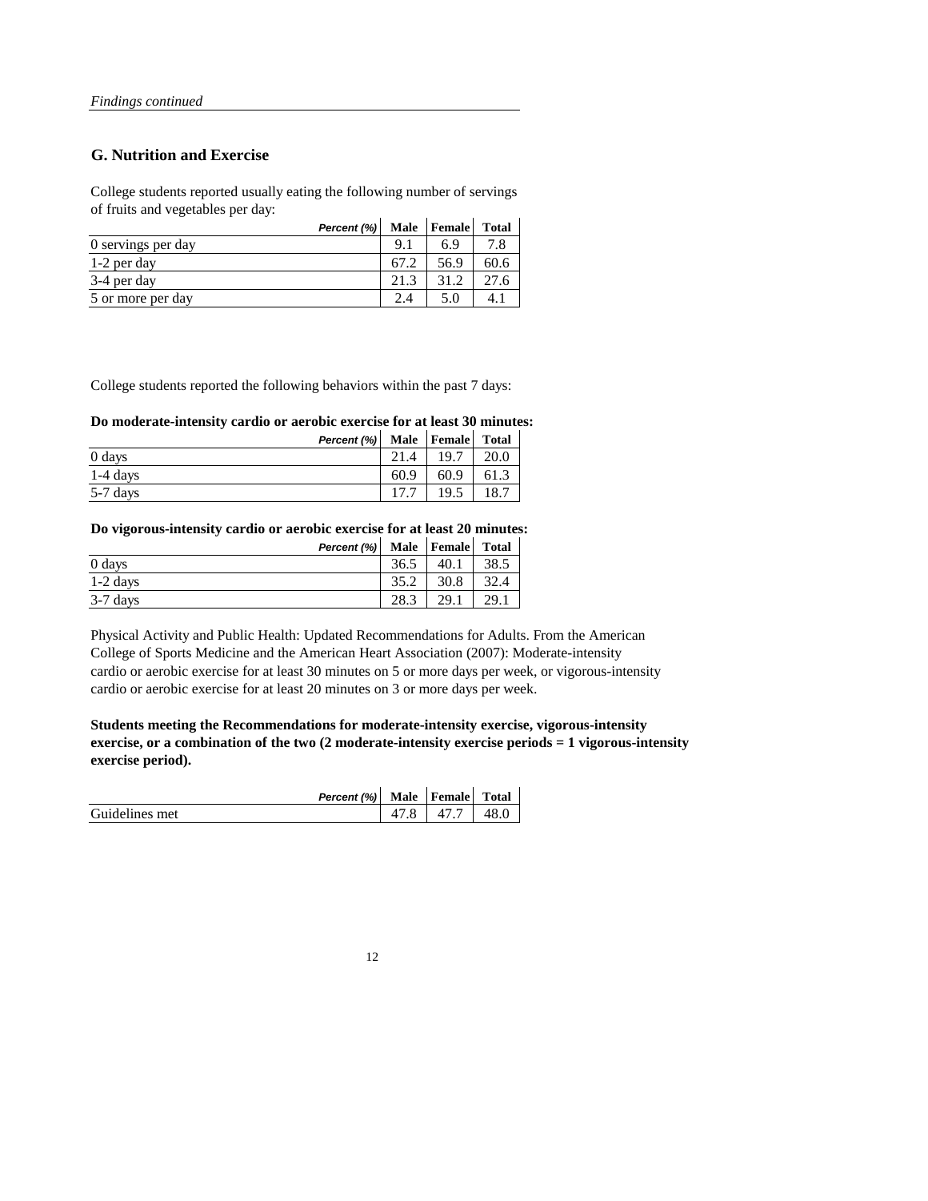*Findings continued*

## G. Nutrition and Exercise

College students reported usually eating the following number of servings of fruits and vegetables per day:

| Percent (%) | Male | Female | Total |
|---|---|---|---|
| 0 servings per day | 9.1 | 6.9 | 7.8 |
| 1-2 per day | 67.2 | 56.9 | 60.6 |
| 3-4 per day | 21.3 | 31.2 | 27.6 |
| 5 or more per day | 2.4 | 5.0 | 4.1 |

College students reported the following behaviors within the past 7 days:

**Do moderate-intensity cardio or aerobic exercise for at least 30 minutes:**

| Percent (%) | Male | Female | Total |
|---|---|---|---|
| 0 days | 21.4 | 19.7 | 20.0 |
| 1-4 days | 60.9 | 60.9 | 61.3 |
| 5-7 days | 17.7 | 19.5 | 18.7 |

**Do vigorous-intensity cardio or aerobic exercise for at least 20 minutes:**

| Percent (%) | Male | Female | Total |
|---|---|---|---|
| 0 days | 36.5 | 40.1 | 38.5 |
| 1-2 days | 35.2 | 30.8 | 32.4 |
| 3-7 days | 28.3 | 29.1 | 29.1 |

Physical Activity and Public Health: Updated Recommendations for Adults. From the American College of Sports Medicine and the American Heart Association (2007): Moderate-intensity cardio or aerobic exercise for at least 30 minutes on 5 or more days per week, or vigorous-intensity cardio or aerobic exercise for at least 20 minutes on 3 or more days per week.

**Students meeting the Recommendations for moderate-intensity exercise, vigorous-intensity exercise, or a combination of the two (2 moderate-intensity exercise periods = 1 vigorous-intensity exercise period).**

| Percent (%) | Male | Female | Total |
|---|---|---|---|
| Guidelines met | 47.8 | 47.7 | 48.0 |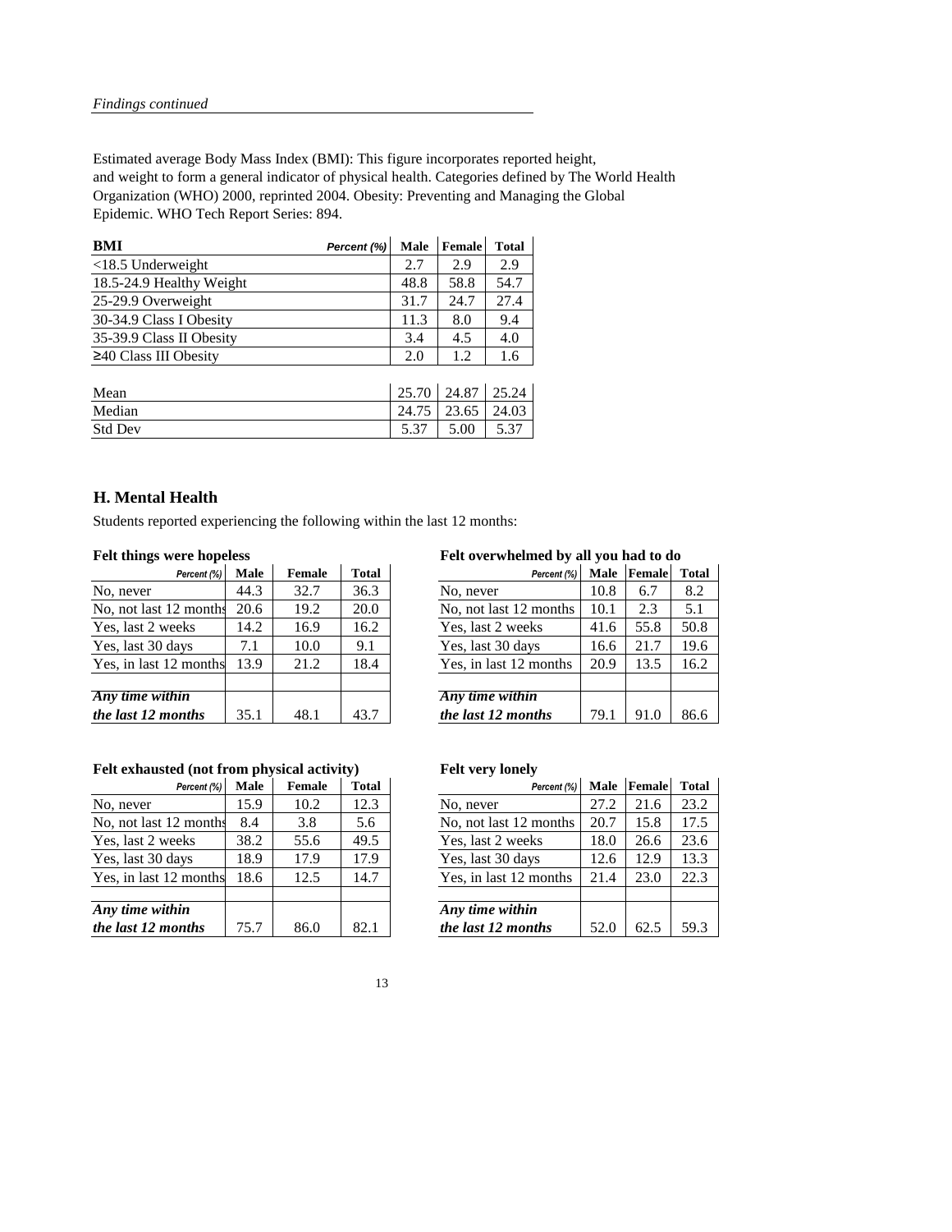*Findings continued*

Estimated average Body Mass Index (BMI): This figure incorporates reported height, and weight to form a general indicator of physical health. Categories defined by The World Health Organization (WHO) 2000, reprinted 2004. Obesity: Preventing and Managing the Global Epidemic. WHO Tech Report Series: 894.

| **BMI** *Percent (%)* | **Male** | **Female** | **Total** |
|---|---|---|---|
| <18.5 Underweight | 2.7 | 2.9 | 2.9 |
| 18.5-24.9 Healthy Weight | 48.8 | 58.8 | 54.7 |
| 25-29.9 Overweight | 31.7 | 24.7 | 27.4 |
| 30-34.9 Class I Obesity | 11.3 | 8.0 | 9.4 |
| 35-39.9 Class II Obesity | 3.4 | 4.5 | 4.0 |
| ≥40 Class III Obesity | 2.0 | 1.2 | 1.6 |
| | | | |
| Mean | 25.70 | 24.87 | 25.24 |
| Median | 24.75 | 23.65 | 24.03 |
| Std Dev | 5.37 | 5.00 | 5.37 |

## H. Mental Health

Students reported experiencing the following within the last 12 months:

**Felt things were hopeless**

| *Percent (%)* | **Male** | **Female** | **Total** |
|---|---|---|---|
| No, never | 44.3 | 32.7 | 36.3 |
| No, not last 12 months | 20.6 | 19.2 | 20.0 |
| Yes, last 2 weeks | 14.2 | 16.9 | 16.2 |
| Yes, last 30 days | 7.1 | 10.0 | 9.1 |
| Yes, in last 12 months | 13.9 | 21.2 | 18.4 |
| | | | |
| ***Any time within the last 12 months*** | 35.1 | 48.1 | 43.7 |

**Felt overwhelmed by all you had to do**

| *Percent (%)* | **Male** | **Female** | **Total** |
|---|---|---|---|
| No, never | 10.8 | 6.7 | 8.2 |
| No, not last 12 months | 10.1 | 2.3 | 5.1 |
| Yes, last 2 weeks | 41.6 | 55.8 | 50.8 |
| Yes, last 30 days | 16.6 | 21.7 | 19.6 |
| Yes, in last 12 months | 20.9 | 13.5 | 16.2 |
| | | | |
| ***Any time within the last 12 months*** | 79.1 | 91.0 | 86.6 |

**Felt exhausted (not from physical activity)**

| *Percent (%)* | **Male** | **Female** | **Total** |
|---|---|---|---|
| No, never | 15.9 | 10.2 | 12.3 |
| No, not last 12 months | 8.4 | 3.8 | 5.6 |
| Yes, last 2 weeks | 38.2 | 55.6 | 49.5 |
| Yes, last 30 days | 18.9 | 17.9 | 17.9 |
| Yes, in last 12 months | 18.6 | 12.5 | 14.7 |
| | | | |
| ***Any time within the last 12 months*** | 75.7 | 86.0 | 82.1 |

**Felt very lonely**

| *Percent (%)* | **Male** | **Female** | **Total** |
|---|---|---|---|
| No, never | 27.2 | 21.6 | 23.2 |
| No, not last 12 months | 20.7 | 15.8 | 17.5 |
| Yes, last 2 weeks | 18.0 | 26.6 | 23.6 |
| Yes, last 30 days | 12.6 | 12.9 | 13.3 |
| Yes, in last 12 months | 21.4 | 23.0 | 22.3 |
| | | | |
| ***Any time within the last 12 months*** | 52.0 | 62.5 | 59.3 |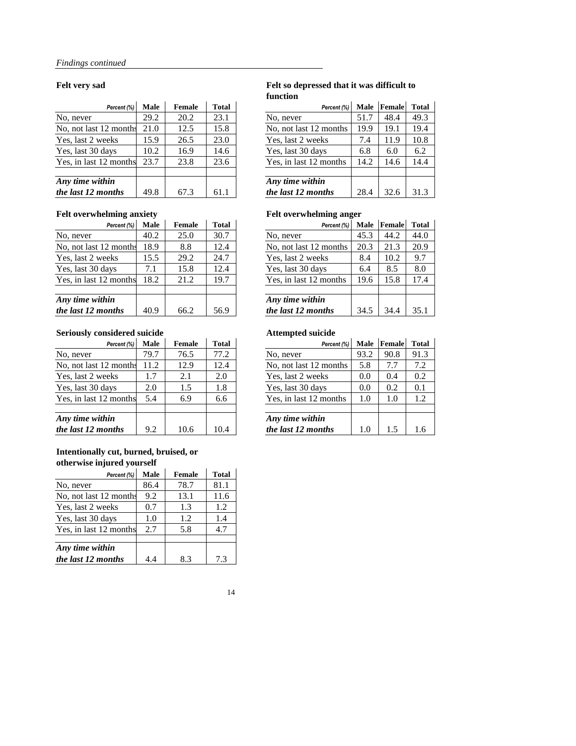*Findings continued*

### Felt very sad

| Percent (%) | Male | Female | Total |
|---|---|---|---|
| No, never | 29.2 | 20.2 | 23.1 |
| No, not last 12 months | 21.0 | 12.5 | 15.8 |
| Yes, last 2 weeks | 15.9 | 26.5 | 23.0 |
| Yes, last 30 days | 10.2 | 16.9 | 14.6 |
| Yes, in last 12 months | 23.7 | 23.8 | 23.6 |
| ***Any time within the last 12 months*** | 49.8 | 67.3 | 61.1 |

### Felt so depressed that it was difficult to function

| Percent (%) | Male | Female | Total |
|---|---|---|---|
| No, never | 51.7 | 48.4 | 49.3 |
| No, not last 12 months | 19.9 | 19.1 | 19.4 |
| Yes, last 2 weeks | 7.4 | 11.9 | 10.8 |
| Yes, last 30 days | 6.8 | 6.0 | 6.2 |
| Yes, in last 12 months | 14.2 | 14.6 | 14.4 |
| ***Any time within the last 12 months*** | 28.4 | 32.6 | 31.3 |

### Felt overwhelming anxiety

| Percent (%) | Male | Female | Total |
|---|---|---|---|
| No, never | 40.2 | 25.0 | 30.7 |
| No, not last 12 months | 18.9 | 8.8 | 12.4 |
| Yes, last 2 weeks | 15.5 | 29.2 | 24.7 |
| Yes, last 30 days | 7.1 | 15.8 | 12.4 |
| Yes, in last 12 months | 18.2 | 21.2 | 19.7 |
| ***Any time within the last 12 months*** | 40.9 | 66.2 | 56.9 |

### Felt overwhelming anger

| Percent (%) | Male | Female | Total |
|---|---|---|---|
| No, never | 45.3 | 44.2 | 44.0 |
| No, not last 12 months | 20.3 | 21.3 | 20.9 |
| Yes, last 2 weeks | 8.4 | 10.2 | 9.7 |
| Yes, last 30 days | 6.4 | 8.5 | 8.0 |
| Yes, in last 12 months | 19.6 | 15.8 | 17.4 |
| ***Any time within the last 12 months*** | 34.5 | 34.4 | 35.1 |

### Seriously considered suicide

| Percent (%) | Male | Female | Total |
|---|---|---|---|
| No, never | 79.7 | 76.5 | 77.2 |
| No, not last 12 months | 11.2 | 12.9 | 12.4 |
| Yes, last 2 weeks | 1.7 | 2.1 | 2.0 |
| Yes, last 30 days | 2.0 | 1.5 | 1.8 |
| Yes, in last 12 months | 5.4 | 6.9 | 6.6 |
| ***Any time within the last 12 months*** | 9.2 | 10.6 | 10.4 |

### Attempted suicide

| Percent (%) | Male | Female | Total |
|---|---|---|---|
| No, never | 93.2 | 90.8 | 91.3 |
| No, not last 12 months | 5.8 | 7.7 | 7.2 |
| Yes, last 2 weeks | 0.0 | 0.4 | 0.2 |
| Yes, last 30 days | 0.0 | 0.2 | 0.1 |
| Yes, in last 12 months | 1.0 | 1.0 | 1.2 |
| ***Any time within the last 12 months*** | 1.0 | 1.5 | 1.6 |

### Intentionally cut, burned, bruised, or otherwise injured yourself

| Percent (%) | Male | Female | Total |
|---|---|---|---|
| No, never | 86.4 | 78.7 | 81.1 |
| No, not last 12 months | 9.2 | 13.1 | 11.6 |
| Yes, last 2 weeks | 0.7 | 1.3 | 1.2 |
| Yes, last 30 days | 1.0 | 1.2 | 1.4 |
| Yes, in last 12 months | 2.7 | 5.8 | 4.7 |
| ***Any time within the last 12 months*** | 4.4 | 8.3 | 7.3 |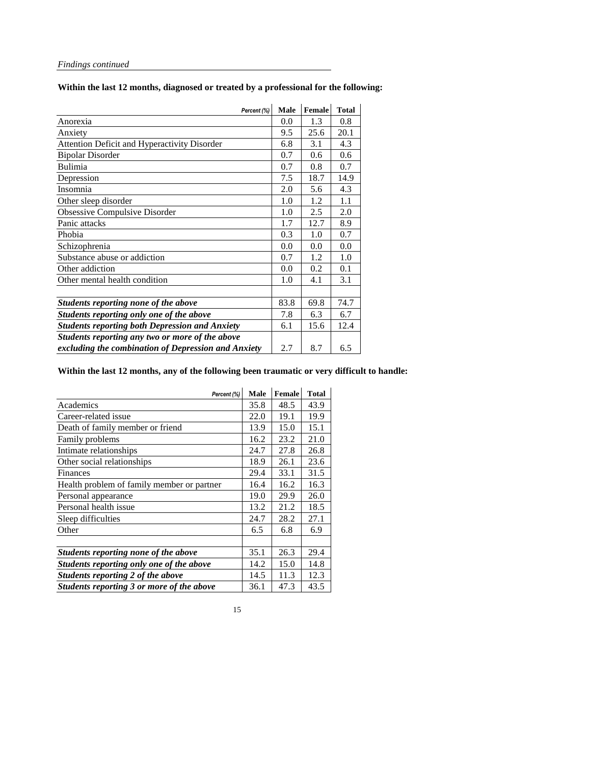*Findings continued*

**Within the last 12 months, diagnosed or treated by a professional for the following:**

| *Percent (%)* | Male | Female | Total |
|---|---|---|---|
| Anorexia | 0.0 | 1.3 | 0.8 |
| Anxiety | 9.5 | 25.6 | 20.1 |
| Attention Deficit and Hyperactivity Disorder | 6.8 | 3.1 | 4.3 |
| Bipolar Disorder | 0.7 | 0.6 | 0.6 |
| Bulimia | 0.7 | 0.8 | 0.7 |
| Depression | 7.5 | 18.7 | 14.9 |
| Insomnia | 2.0 | 5.6 | 4.3 |
| Other sleep disorder | 1.0 | 1.2 | 1.1 |
| Obsessive Compulsive Disorder | 1.0 | 2.5 | 2.0 |
| Panic attacks | 1.7 | 12.7 | 8.9 |
| Phobia | 0.3 | 1.0 | 0.7 |
| Schizophrenia | 0.0 | 0.0 | 0.0 |
| Substance abuse or addiction | 0.7 | 1.2 | 1.0 |
| Other addiction | 0.0 | 0.2 | 0.1 |
| Other mental health condition | 1.0 | 4.1 | 3.1 |
| | | | |
| ***Students reporting none of the above*** | 83.8 | 69.8 | 74.7 |
| ***Students reporting only one of the above*** | 7.8 | 6.3 | 6.7 |
| ***Students reporting both Depression and Anxiety*** | 6.1 | 15.6 | 12.4 |
| ***Students reporting any two or more of the above excluding the combination of Depression and Anxiety*** | 2.7 | 8.7 | 6.5 |

**Within the last 12 months, any of the following been traumatic or very difficult to handle:**

| *Percent (%)* | Male | Female | Total |
|---|---|---|---|
| Academics | 35.8 | 48.5 | 43.9 |
| Career-related issue | 22.0 | 19.1 | 19.9 |
| Death of family member or friend | 13.9 | 15.0 | 15.1 |
| Family problems | 16.2 | 23.2 | 21.0 |
| Intimate relationships | 24.7 | 27.8 | 26.8 |
| Other social relationships | 18.9 | 26.1 | 23.6 |
| Finances | 29.4 | 33.1 | 31.5 |
| Health problem of family member or partner | 16.4 | 16.2 | 16.3 |
| Personal appearance | 19.0 | 29.9 | 26.0 |
| Personal health issue | 13.2 | 21.2 | 18.5 |
| Sleep difficulties | 24.7 | 28.2 | 27.1 |
| Other | 6.5 | 6.8 | 6.9 |
| | | | |
| ***Students reporting none of the above*** | 35.1 | 26.3 | 29.4 |
| ***Students reporting only one of the above*** | 14.2 | 15.0 | 14.8 |
| ***Students reporting 2 of the above*** | 14.5 | 11.3 | 12.3 |
| ***Students reporting 3 or more of the above*** | 36.1 | 47.3 | 43.5 |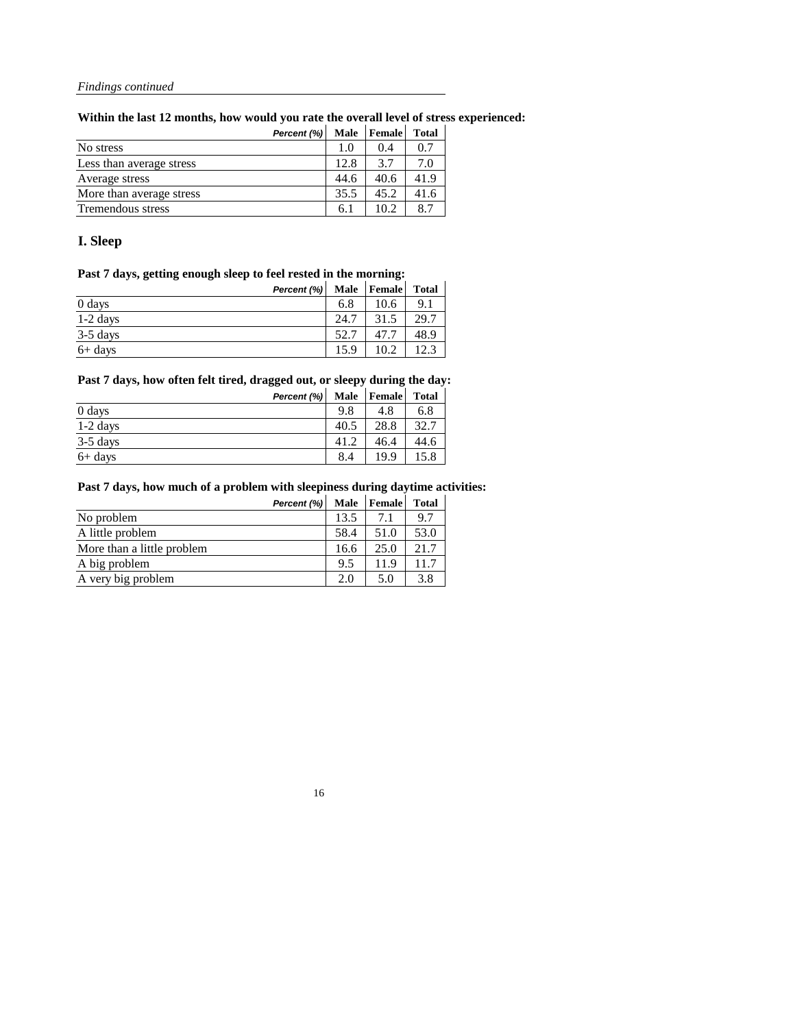*Findings continued*

**Within the last 12 months, how would you rate the overall level of stress experienced:**

| *Percent (%)* | Male | Female | Total |
|---|---|---|---|
| No stress | 1.0 | 0.4 | 0.7 |
| Less than average stress | 12.8 | 3.7 | 7.0 |
| Average stress | 44.6 | 40.6 | 41.9 |
| More than average stress | 35.5 | 45.2 | 41.6 |
| Tremendous stress | 6.1 | 10.2 | 8.7 |

## I. Sleep

**Past 7 days, getting enough sleep to feel rested in the morning:**

| *Percent (%)* | Male | Female | Total |
|---|---|---|---|
| 0 days | 6.8 | 10.6 | 9.1 |
| 1-2 days | 24.7 | 31.5 | 29.7 |
| 3-5 days | 52.7 | 47.7 | 48.9 |
| 6+ days | 15.9 | 10.2 | 12.3 |

**Past 7 days, how often felt tired, dragged out, or sleepy during the day:**

| *Percent (%)* | Male | Female | Total |
|---|---|---|---|
| 0 days | 9.8 | 4.8 | 6.8 |
| 1-2 days | 40.5 | 28.8 | 32.7 |
| 3-5 days | 41.2 | 46.4 | 44.6 |
| 6+ days | 8.4 | 19.9 | 15.8 |

**Past 7 days, how much of a problem with sleepiness during daytime activities:**

| *Percent (%)* | Male | Female | Total |
|---|---|---|---|
| No problem | 13.5 | 7.1 | 9.7 |
| A little problem | 58.4 | 51.0 | 53.0 |
| More than a little problem | 16.6 | 25.0 | 21.7 |
| A big problem | 9.5 | 11.9 | 11.7 |
| A very big problem | 2.0 | 5.0 | 3.8 |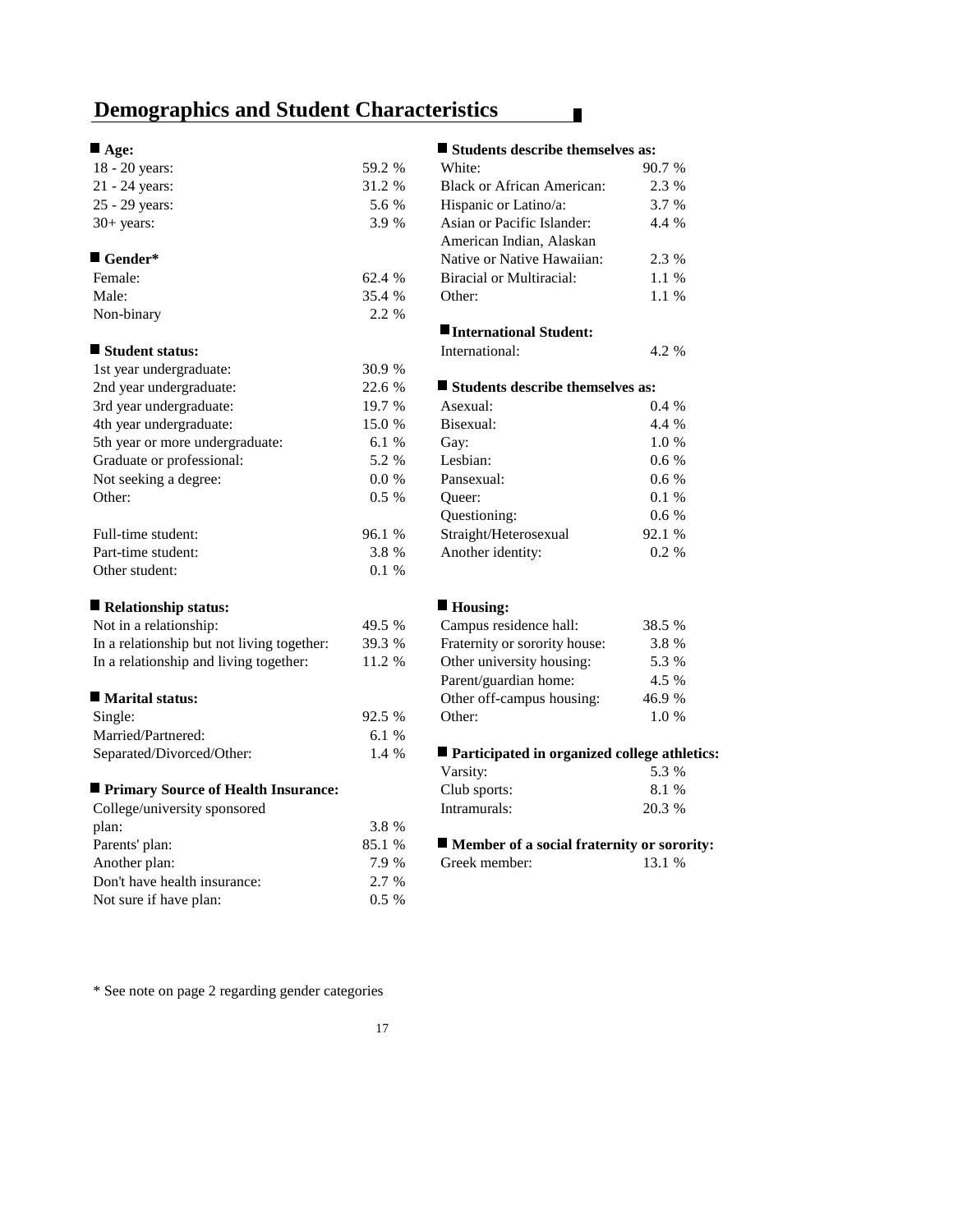## Demographics and Student Characteristics

**Age:**

| | |
|---|---|
| 18 - 20 years: | 59.2 % |
| 21 - 24 years: | 31.2 % |
| 25 - 29 years: | 5.6 % |
| 30+ years: | 3.9 % |

**Gender***

| | |
|---|---|
| Female: | 62.4 % |
| Male: | 35.4 % |
| Non-binary | 2.2 % |

**Student status:**

| | |
|---|---|
| 1st year undergraduate: | 30.9 % |
| 2nd year undergraduate: | 22.6 % |
| 3rd year undergraduate: | 19.7 % |
| 4th year undergraduate: | 15.0 % |
| 5th year or more undergraduate: | 6.1 % |
| Graduate or professional: | 5.2 % |
| Not seeking a degree: | 0.0 % |
| Other: | 0.5 % |

| | |
|---|---|
| Full-time student: | 96.1 % |
| Part-time student: | 3.8 % |
| Other student: | 0.1 % |

**Relationship status:**

| | |
|---|---|
| Not in a relationship: | 49.5 % |
| In a relationship but not living together: | 39.3 % |
| In a relationship and living together: | 11.2 % |

**Marital status:**

| | |
|---|---|
| Single: | 92.5 % |
| Married/Partnered: | 6.1 % |
| Separated/Divorced/Other: | 1.4 % |

**Primary Source of Health Insurance:**

| | |
|---|---|
| College/university sponsored plan: | 3.8 % |
| Parents' plan: | 85.1 % |
| Another plan: | 7.9 % |
| Don't have health insurance: | 2.7 % |
| Not sure if have plan: | 0.5 % |

**Students describe themselves as:**

| | |
|---|---|
| White: | 90.7 % |
| Black or African American: | 2.3 % |
| Hispanic or Latino/a: | 3.7 % |
| Asian or Pacific Islander: | 4.4 % |
| American Indian, Alaskan Native or Native Hawaiian: | 2.3 % |
| Biracial or Multiracial: | 1.1 % |
| Other: | 1.1 % |

**International Student:**

| | |
|---|---|
| International: | 4.2 % |

**Students describe themselves as:**

| | |
|---|---|
| Asexual: | 0.4 % |
| Bisexual: | 4.4 % |
| Gay: | 1.0 % |
| Lesbian: | 0.6 % |
| Pansexual: | 0.6 % |
| Queer: | 0.1 % |
| Questioning: | 0.6 % |
| Straight/Heterosexual | 92.1 % |
| Another identity: | 0.2 % |

**Housing:**

| | |
|---|---|
| Campus residence hall: | 38.5 % |
| Fraternity or sorority house: | 3.8 % |
| Other university housing: | 5.3 % |
| Parent/guardian home: | 4.5 % |
| Other off-campus housing: | 46.9 % |
| Other: | 1.0 % |

**Participated in organized college athletics:**

| | |
|---|---|
| Varsity: | 5.3 % |
| Club sports: | 8.1 % |
| Intramurals: | 20.3 % |

**Member of a social fraternity or sorority:**

| | |
|---|---|
| Greek member: | 13.1 % |

* See note on page 2 regarding gender categories